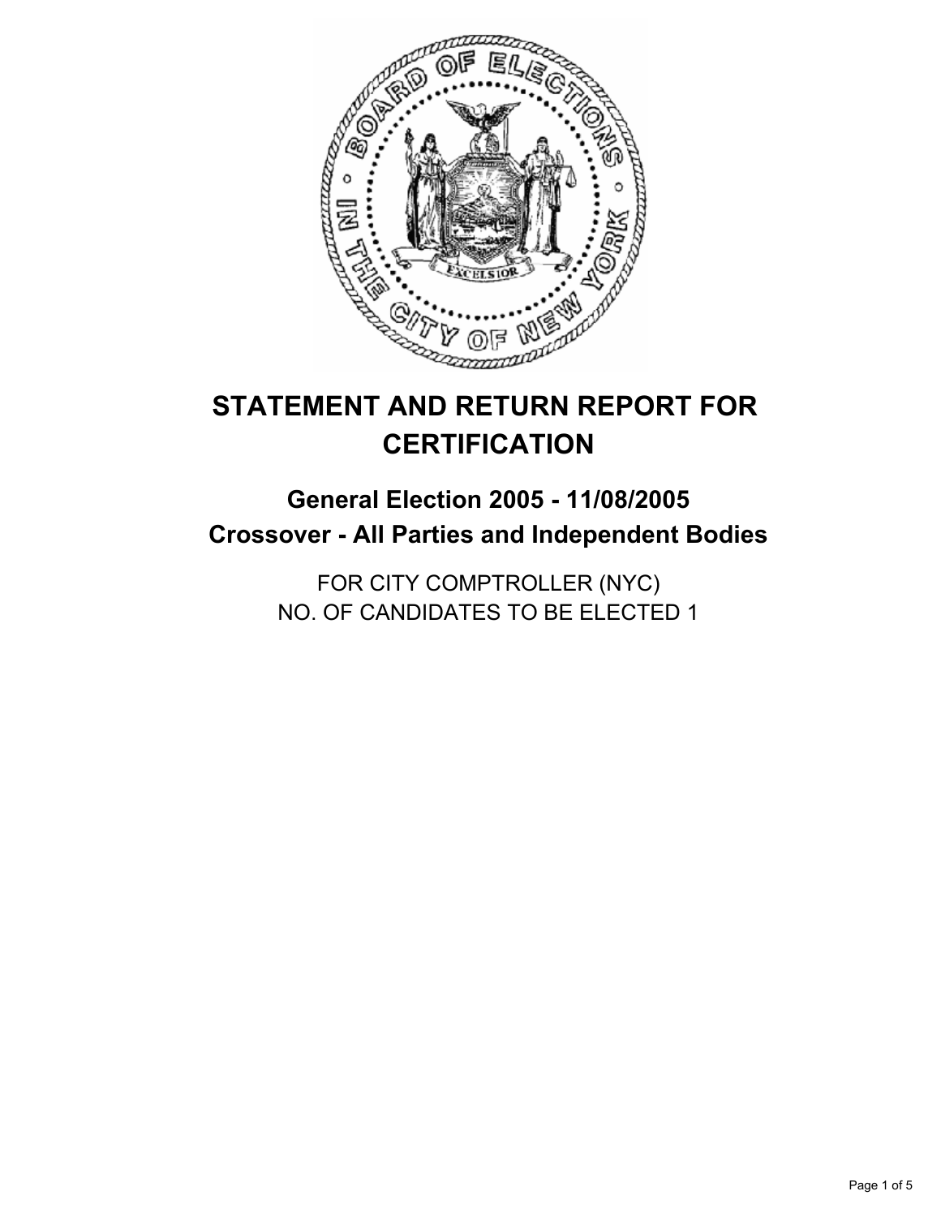# STATEMENT AND RETURN REPORT FOR CERTIFICATION

## General Election 2005 - 11/08/2005
## Crossover - All Parties and Independent Bodies

FOR CITY COMPTROLLER (NYC)
NO. OF CANDIDATES TO BE ELECTED 1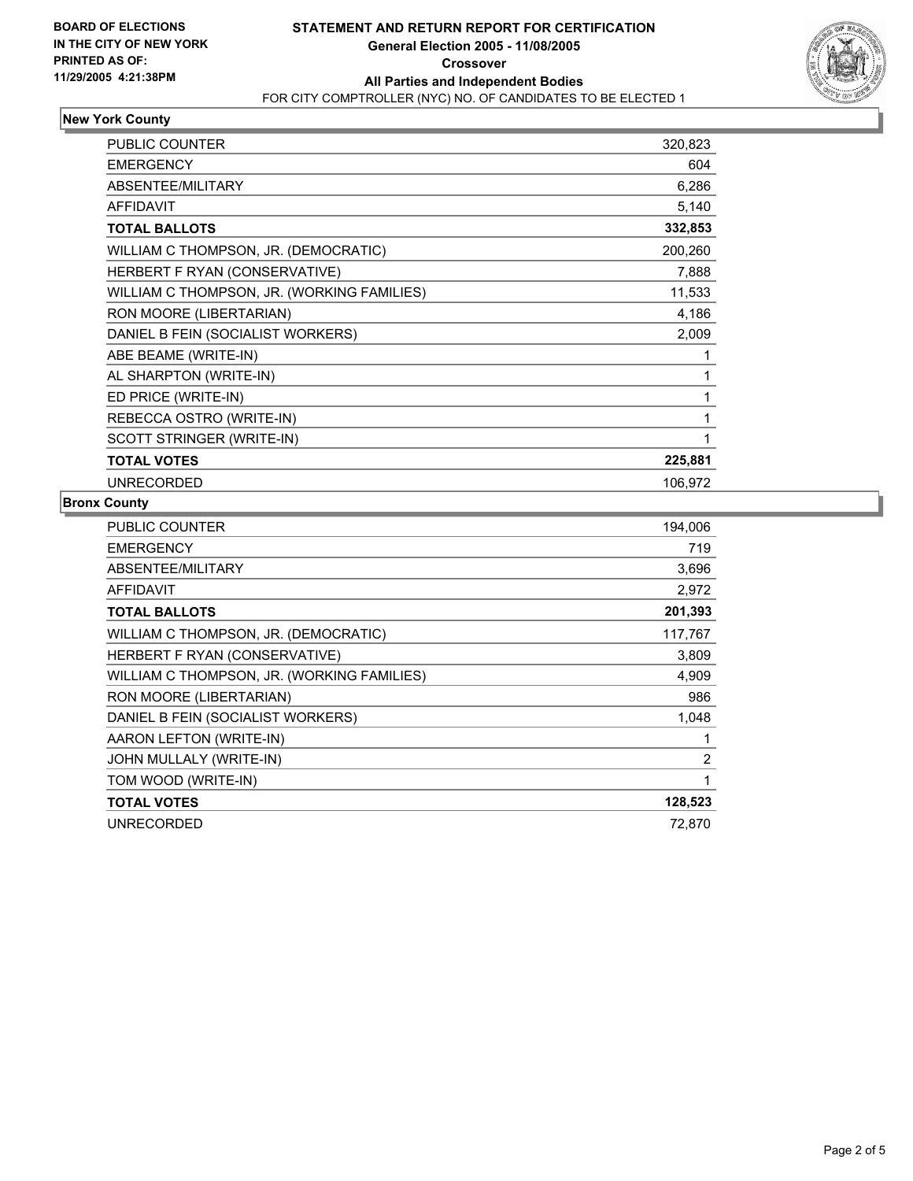**BOARD OF ELECTIONS IN THE CITY OF NEW YORK PRINTED AS OF: 11/29/2005 4:21:38PM**

# STATEMENT AND RETURN REPORT FOR CERTIFICATION
## General Election 2005 - 11/08/2005
## Crossover
## All Parties and Independent Bodies
FOR CITY COMPTROLLER (NYC) NO. OF CANDIDATES TO BE ELECTED 1

### New York County

| | |
|---|---:|
| PUBLIC COUNTER | 320,823 |
| EMERGENCY | 604 |
| ABSENTEE/MILITARY | 6,286 |
| AFFIDAVIT | 5,140 |
| **TOTAL BALLOTS** | **332,853** |
| WILLIAM C THOMPSON, JR. (DEMOCRATIC) | 200,260 |
| HERBERT F RYAN (CONSERVATIVE) | 7,888 |
| WILLIAM C THOMPSON, JR. (WORKING FAMILIES) | 11,533 |
| RON MOORE (LIBERTARIAN) | 4,186 |
| DANIEL B FEIN (SOCIALIST WORKERS) | 2,009 |
| ABE BEAME (WRITE-IN) | 1 |
| AL SHARPTON (WRITE-IN) | 1 |
| ED PRICE (WRITE-IN) | 1 |
| REBECCA OSTRO (WRITE-IN) | 1 |
| SCOTT STRINGER (WRITE-IN) | 1 |
| **TOTAL VOTES** | **225,881** |
| UNRECORDED | 106,972 |

### Bronx County

| | |
|---|---:|
| PUBLIC COUNTER | 194,006 |
| EMERGENCY | 719 |
| ABSENTEE/MILITARY | 3,696 |
| AFFIDAVIT | 2,972 |
| **TOTAL BALLOTS** | **201,393** |
| WILLIAM C THOMPSON, JR. (DEMOCRATIC) | 117,767 |
| HERBERT F RYAN (CONSERVATIVE) | 3,809 |
| WILLIAM C THOMPSON, JR. (WORKING FAMILIES) | 4,909 |
| RON MOORE (LIBERTARIAN) | 986 |
| DANIEL B FEIN (SOCIALIST WORKERS) | 1,048 |
| AARON LEFTON (WRITE-IN) | 1 |
| JOHN MULLALY (WRITE-IN) | 2 |
| TOM WOOD (WRITE-IN) | 1 |
| **TOTAL VOTES** | **128,523** |
| UNRECORDED | 72,870 |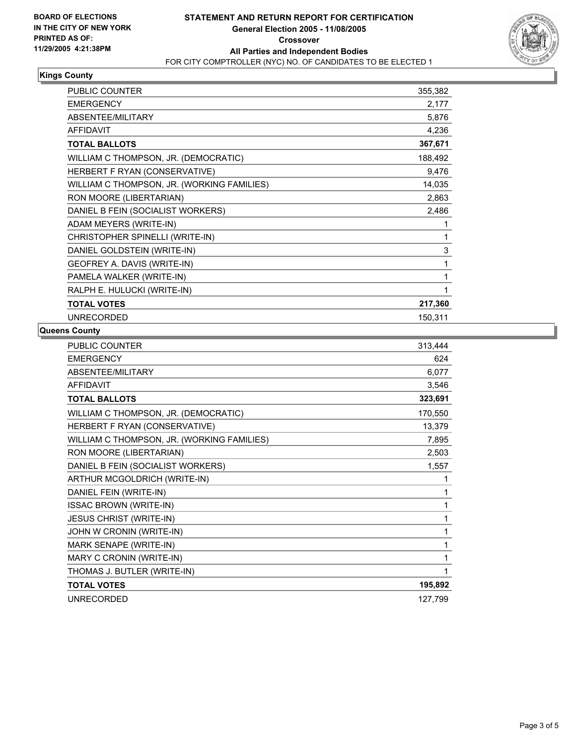**BOARD OF ELECTIONS IN THE CITY OF NEW YORK PRINTED AS OF: 11/29/2005 4:21:38PM**

# STATEMENT AND RETURN REPORT FOR CERTIFICATION
## General Election 2005 - 11/08/2005
## Crossover
## All Parties and Independent Bodies
FOR CITY COMPTROLLER (NYC) NO. OF CANDIDATES TO BE ELECTED 1

### Kings County

| | |
|---|---|
| PUBLIC COUNTER | 355,382 |
| EMERGENCY | 2,177 |
| ABSENTEE/MILITARY | 5,876 |
| AFFIDAVIT | 4,236 |
| **TOTAL BALLOTS** | **367,671** |
| WILLIAM C THOMPSON, JR. (DEMOCRATIC) | 188,492 |
| HERBERT F RYAN (CONSERVATIVE) | 9,476 |
| WILLIAM C THOMPSON, JR. (WORKING FAMILIES) | 14,035 |
| RON MOORE (LIBERTARIAN) | 2,863 |
| DANIEL B FEIN (SOCIALIST WORKERS) | 2,486 |
| ADAM MEYERS (WRITE-IN) | 1 |
| CHRISTOPHER SPINELLI (WRITE-IN) | 1 |
| DANIEL GOLDSTEIN (WRITE-IN) | 3 |
| GEOFREY A. DAVIS (WRITE-IN) | 1 |
| PAMELA WALKER (WRITE-IN) | 1 |
| RALPH E. HULUCKI (WRITE-IN) | 1 |
| **TOTAL VOTES** | **217,360** |
| UNRECORDED | 150,311 |

### Queens County

| | |
|---|---|
| PUBLIC COUNTER | 313,444 |
| EMERGENCY | 624 |
| ABSENTEE/MILITARY | 6,077 |
| AFFIDAVIT | 3,546 |
| **TOTAL BALLOTS** | **323,691** |
| WILLIAM C THOMPSON, JR. (DEMOCRATIC) | 170,550 |
| HERBERT F RYAN (CONSERVATIVE) | 13,379 |
| WILLIAM C THOMPSON, JR. (WORKING FAMILIES) | 7,895 |
| RON MOORE (LIBERTARIAN) | 2,503 |
| DANIEL B FEIN (SOCIALIST WORKERS) | 1,557 |
| ARTHUR MCGOLDRICH (WRITE-IN) | 1 |
| DANIEL FEIN (WRITE-IN) | 1 |
| ISSAC BROWN (WRITE-IN) | 1 |
| JESUS CHRIST (WRITE-IN) | 1 |
| JOHN W CRONIN (WRITE-IN) | 1 |
| MARK SENAPE (WRITE-IN) | 1 |
| MARY C CRONIN (WRITE-IN) | 1 |
| THOMAS J. BUTLER (WRITE-IN) | 1 |
| **TOTAL VOTES** | **195,892** |
| UNRECORDED | 127,799 |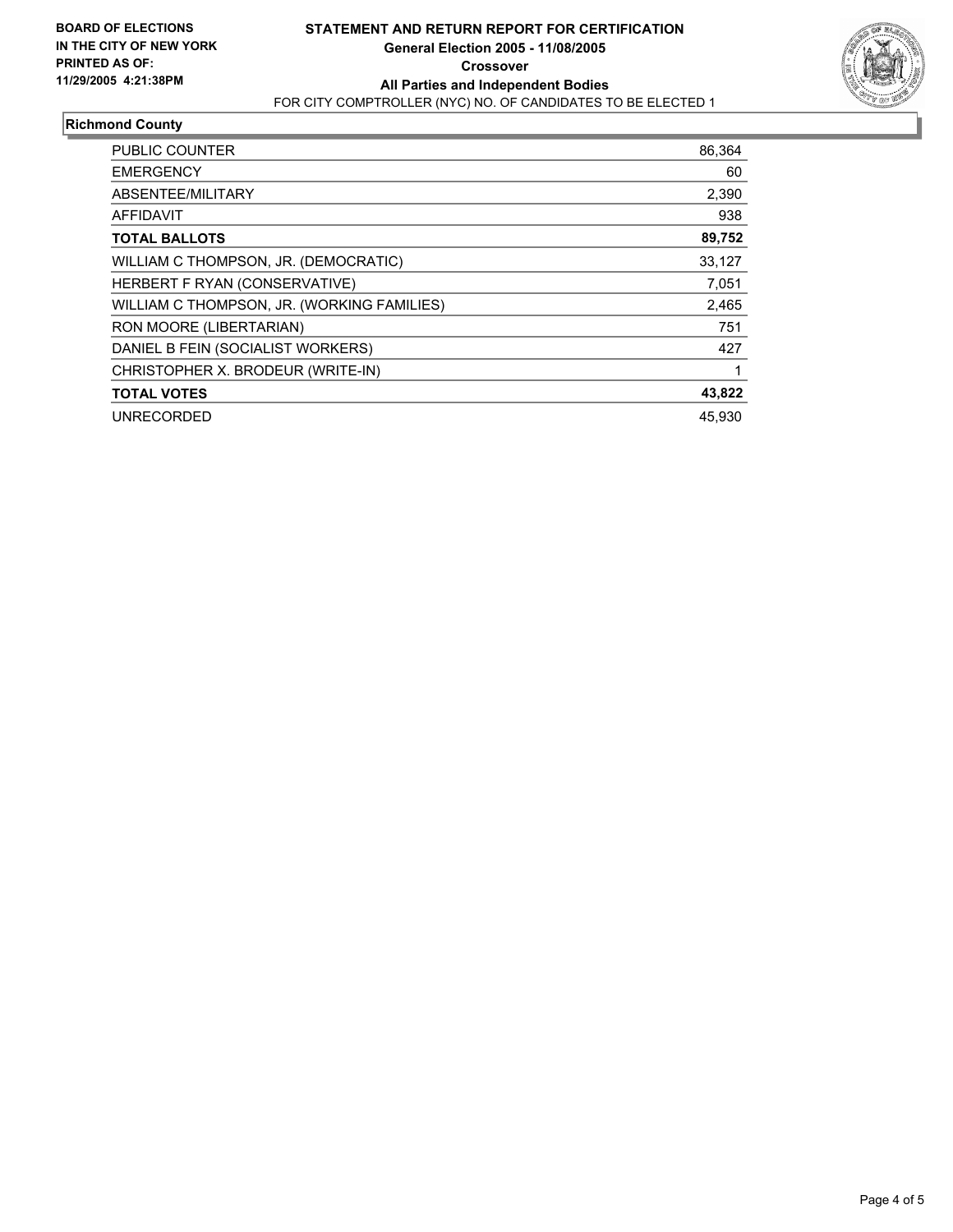**BOARD OF ELECTIONS IN THE CITY OF NEW YORK PRINTED AS OF: 11/29/2005 4:21:38PM**

# STATEMENT AND RETURN REPORT FOR CERTIFICATION

**General Election 2005 - 11/08/2005**

**Crossover**

**All Parties and Independent Bodies**

FOR CITY COMPTROLLER (NYC) NO. OF CANDIDATES TO BE ELECTED 1

## Richmond County

| | |
|---|---|
| PUBLIC COUNTER | 86,364 |
| EMERGENCY | 60 |
| ABSENTEE/MILITARY | 2,390 |
| AFFIDAVIT | 938 |
| **TOTAL BALLOTS** | **89,752** |
| WILLIAM C THOMPSON, JR. (DEMOCRATIC) | 33,127 |
| HERBERT F RYAN (CONSERVATIVE) | 7,051 |
| WILLIAM C THOMPSON, JR. (WORKING FAMILIES) | 2,465 |
| RON MOORE (LIBERTARIAN) | 751 |
| DANIEL B FEIN (SOCIALIST WORKERS) | 427 |
| CHRISTOPHER X. BRODEUR (WRITE-IN) | 1 |
| **TOTAL VOTES** | **43,822** |
| UNRECORDED | 45,930 |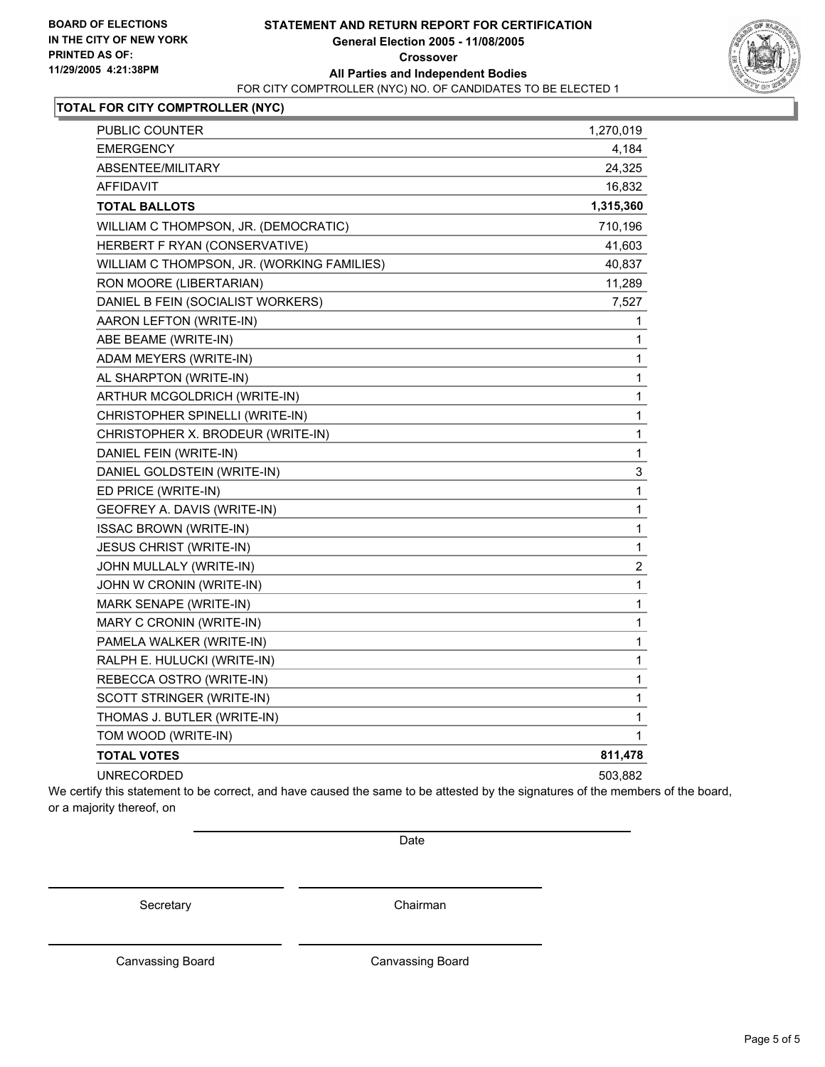**BOARD OF ELECTIONS IN THE CITY OF NEW YORK PRINTED AS OF: 11/29/2005 4:21:38PM**

**STATEMENT AND RETURN REPORT FOR CERTIFICATION**
**General Election 2005 - 11/08/2005**
**Crossover**
**All Parties and Independent Bodies**
FOR CITY COMPTROLLER (NYC) NO. OF CANDIDATES TO BE ELECTED 1

## TOTAL FOR CITY COMPTROLLER (NYC)

| | |
|---|---|
| PUBLIC COUNTER | 1,270,019 |
| EMERGENCY | 4,184 |
| ABSENTEE/MILITARY | 24,325 |
| AFFIDAVIT | 16,832 |
| **TOTAL BALLOTS** | **1,315,360** |
| WILLIAM C THOMPSON, JR. (DEMOCRATIC) | 710,196 |
| HERBERT F RYAN (CONSERVATIVE) | 41,603 |
| WILLIAM C THOMPSON, JR. (WORKING FAMILIES) | 40,837 |
| RON MOORE (LIBERTARIAN) | 11,289 |
| DANIEL B FEIN (SOCIALIST WORKERS) | 7,527 |
| AARON LEFTON (WRITE-IN) | 1 |
| ABE BEAME (WRITE-IN) | 1 |
| ADAM MEYERS (WRITE-IN) | 1 |
| AL SHARPTON (WRITE-IN) | 1 |
| ARTHUR MCGOLDRICH (WRITE-IN) | 1 |
| CHRISTOPHER SPINELLI (WRITE-IN) | 1 |
| CHRISTOPHER X. BRODEUR (WRITE-IN) | 1 |
| DANIEL FEIN (WRITE-IN) | 1 |
| DANIEL GOLDSTEIN (WRITE-IN) | 3 |
| ED PRICE (WRITE-IN) | 1 |
| GEOFREY A. DAVIS (WRITE-IN) | 1 |
| ISSAC BROWN (WRITE-IN) | 1 |
| JESUS CHRIST (WRITE-IN) | 1 |
| JOHN MULLALY (WRITE-IN) | 2 |
| JOHN W CRONIN (WRITE-IN) | 1 |
| MARK SENAPE (WRITE-IN) | 1 |
| MARY C CRONIN (WRITE-IN) | 1 |
| PAMELA WALKER (WRITE-IN) | 1 |
| RALPH E. HULUCKI (WRITE-IN) | 1 |
| REBECCA OSTRO (WRITE-IN) | 1 |
| SCOTT STRINGER (WRITE-IN) | 1 |
| THOMAS J. BUTLER (WRITE-IN) | 1 |
| TOM WOOD (WRITE-IN) | 1 |
| **TOTAL VOTES** | **811,478** |
| UNRECORDED | 503,882 |

We certify this statement to be correct, and have caused the same to be attested by the signatures of the members of the board, or a majority thereof, on

Date

Secretary

Chairman

Canvassing Board

Canvassing Board